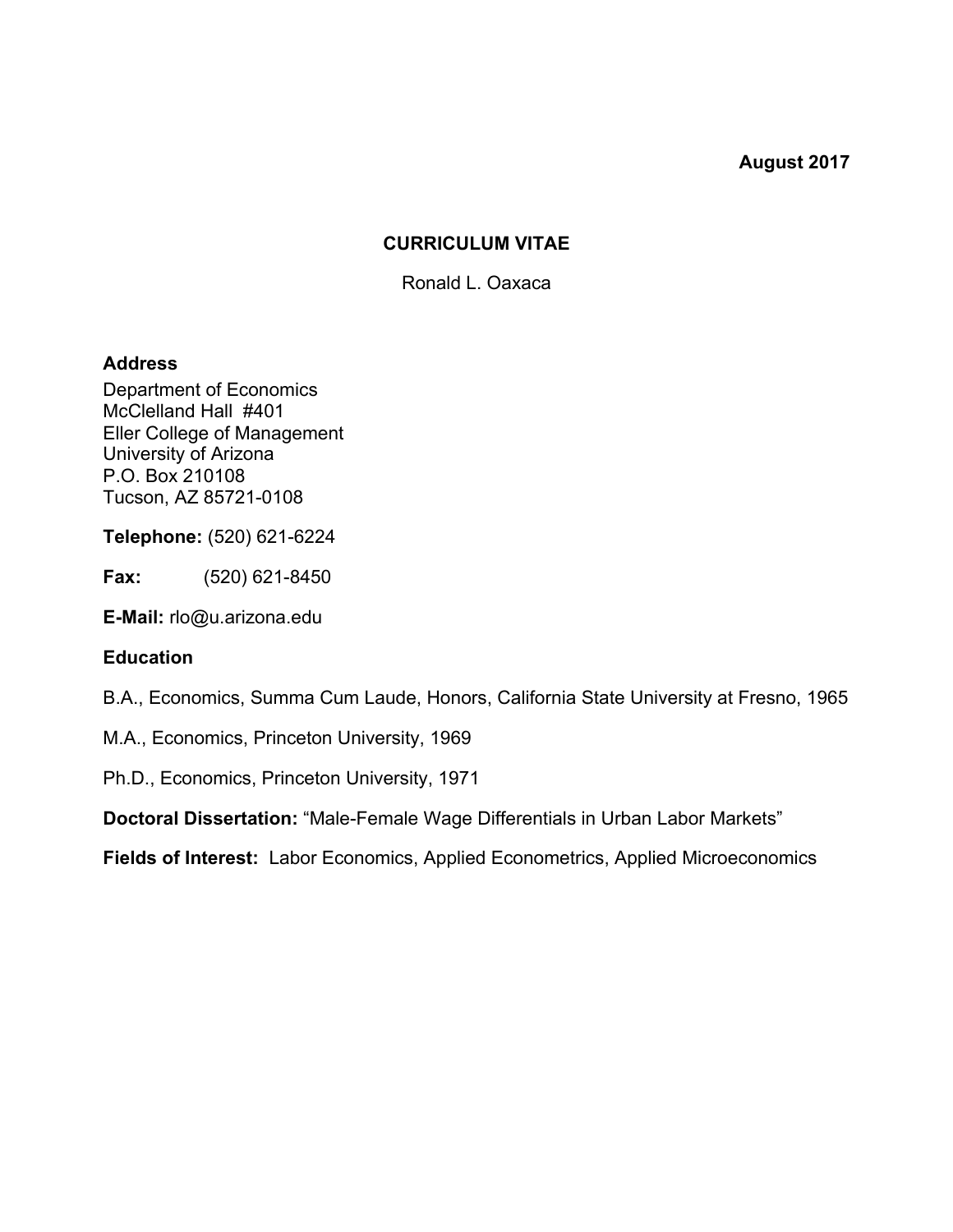**August 2017**

# CURRICULUM VITAE

Ronald L. Oaxaca

**Address**

Department of Economics
McClelland Hall #401
Eller College of Management
University of Arizona
P.O. Box 210108
Tucson, AZ 85721-0108

**Telephone:** (520) 621-6224

**Fax:** (520) 621-8450

**E-Mail:** rlo@u.arizona.edu

**Education**

B.A., Economics, Summa Cum Laude, Honors, California State University at Fresno, 1965

M.A., Economics, Princeton University, 1969

Ph.D., Economics, Princeton University, 1971

**Doctoral Dissertation:** "Male-Female Wage Differentials in Urban Labor Markets"

**Fields of Interest:** Labor Economics, Applied Econometrics, Applied Microeconomics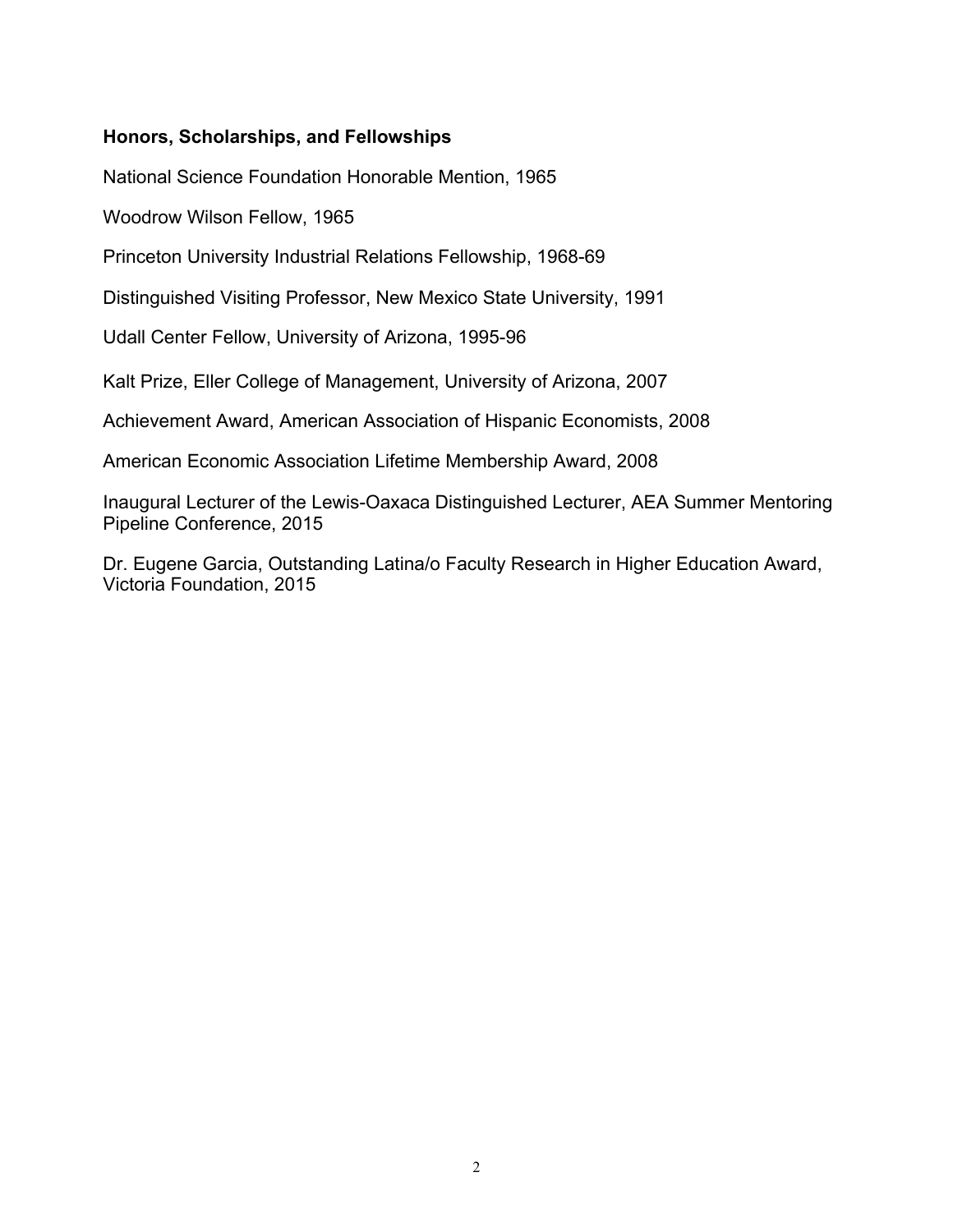### Honors, Scholarships, and Fellowships

National Science Foundation Honorable Mention, 1965

Woodrow Wilson Fellow, 1965

Princeton University Industrial Relations Fellowship, 1968-69

Distinguished Visiting Professor, New Mexico State University, 1991

Udall Center Fellow, University of Arizona, 1995-96

Kalt Prize, Eller College of Management, University of Arizona, 2007

Achievement Award, American Association of Hispanic Economists, 2008

American Economic Association Lifetime Membership Award, 2008

Inaugural Lecturer of the Lewis-Oaxaca Distinguished Lecturer, AEA Summer Mentoring Pipeline Conference, 2015

Dr. Eugene Garcia, Outstanding Latina/o Faculty Research in Higher Education Award, Victoria Foundation, 2015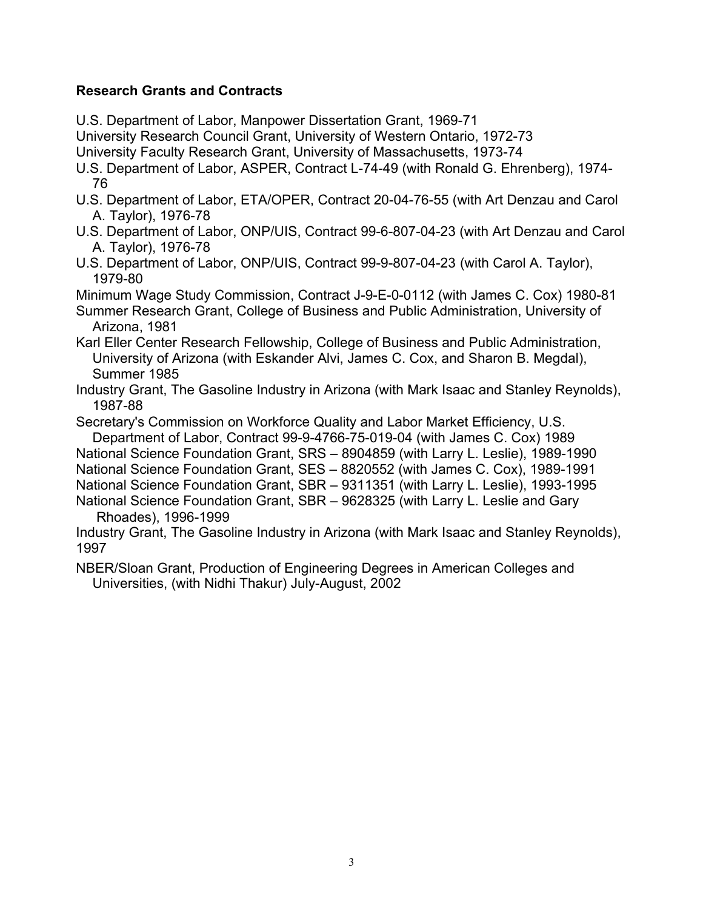**Research Grants and Contracts**

U.S. Department of Labor, Manpower Dissertation Grant, 1969-71

University Research Council Grant, University of Western Ontario, 1972-73

University Faculty Research Grant, University of Massachusetts, 1973-74

U.S. Department of Labor, ASPER, Contract L-74-49 (with Ronald G. Ehrenberg), 1974-76

U.S. Department of Labor, ETA/OPER, Contract 20-04-76-55 (with Art Denzau and Carol A. Taylor), 1976-78

U.S. Department of Labor, ONP/UIS, Contract 99-6-807-04-23 (with Art Denzau and Carol A. Taylor), 1976-78

U.S. Department of Labor, ONP/UIS, Contract 99-9-807-04-23 (with Carol A. Taylor), 1979-80

Minimum Wage Study Commission, Contract J-9-E-0-0112 (with James C. Cox) 1980-81

Summer Research Grant, College of Business and Public Administration, University of Arizona, 1981

Karl Eller Center Research Fellowship, College of Business and Public Administration, University of Arizona (with Eskander Alvi, James C. Cox, and Sharon B. Megdal), Summer 1985

Industry Grant, The Gasoline Industry in Arizona (with Mark Isaac and Stanley Reynolds), 1987-88

Secretary's Commission on Workforce Quality and Labor Market Efficiency, U.S. Department of Labor, Contract 99-9-4766-75-019-04 (with James C. Cox) 1989

National Science Foundation Grant, SRS – 8904859 (with Larry L. Leslie), 1989-1990

National Science Foundation Grant, SES – 8820552 (with James C. Cox), 1989-1991

National Science Foundation Grant, SBR – 9311351 (with Larry L. Leslie), 1993-1995

National Science Foundation Grant, SBR – 9628325 (with Larry L. Leslie and Gary Rhoades), 1996-1999

Industry Grant, The Gasoline Industry in Arizona (with Mark Isaac and Stanley Reynolds), 1997

NBER/Sloan Grant, Production of Engineering Degrees in American Colleges and Universities, (with Nidhi Thakur) July-August, 2002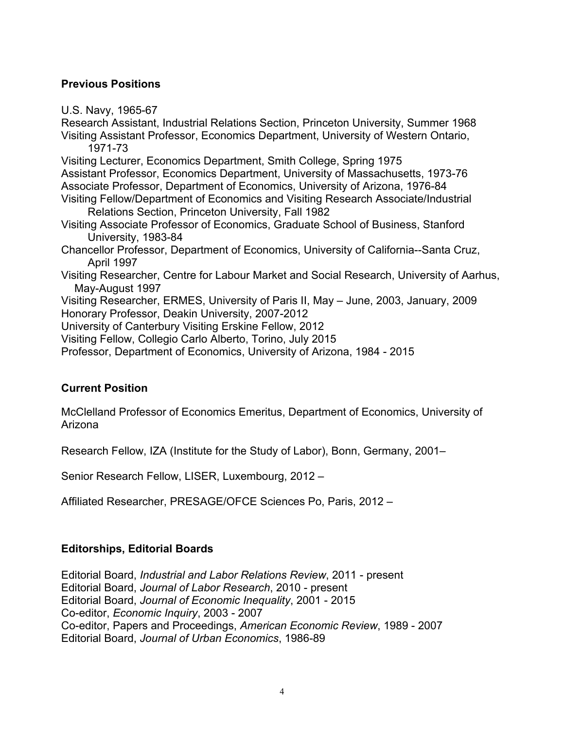## Previous Positions

U.S. Navy, 1965-67
Research Assistant, Industrial Relations Section, Princeton University, Summer 1968
Visiting Assistant Professor, Economics Department, University of Western Ontario, 1971-73
Visiting Lecturer, Economics Department, Smith College, Spring 1975
Assistant Professor, Economics Department, University of Massachusetts, 1973-76
Associate Professor, Department of Economics, University of Arizona, 1976-84
Visiting Fellow/Department of Economics and Visiting Research Associate/Industrial Relations Section, Princeton University, Fall 1982
Visiting Associate Professor of Economics, Graduate School of Business, Stanford University, 1983-84
Chancellor Professor, Department of Economics, University of California--Santa Cruz, April 1997
Visiting Researcher, Centre for Labour Market and Social Research, University of Aarhus, May-August 1997
Visiting Researcher, ERMES, University of Paris II, May – June, 2003, January, 2009
Honorary Professor, Deakin University, 2007-2012
University of Canterbury Visiting Erskine Fellow, 2012
Visiting Fellow, Collegio Carlo Alberto, Torino, July 2015
Professor, Department of Economics, University of Arizona, 1984 - 2015

## Current Position

McClelland Professor of Economics Emeritus, Department of Economics, University of Arizona

Research Fellow, IZA (Institute for the Study of Labor), Bonn, Germany, 2001–

Senior Research Fellow, LISER, Luxembourg, 2012 –

Affiliated Researcher, PRESAGE/OFCE Sciences Po, Paris, 2012 –

## Editorships, Editorial Boards

Editorial Board, *Industrial and Labor Relations Review*, 2011 - present
Editorial Board, *Journal of Labor Research*, 2010 - present
Editorial Board, *Journal of Economic Inequality*, 2001 - 2015
Co-editor, *Economic Inquiry*, 2003 - 2007
Co-editor, Papers and Proceedings, *American Economic Review*, 1989 - 2007
Editorial Board, *Journal of Urban Economics*, 1986-89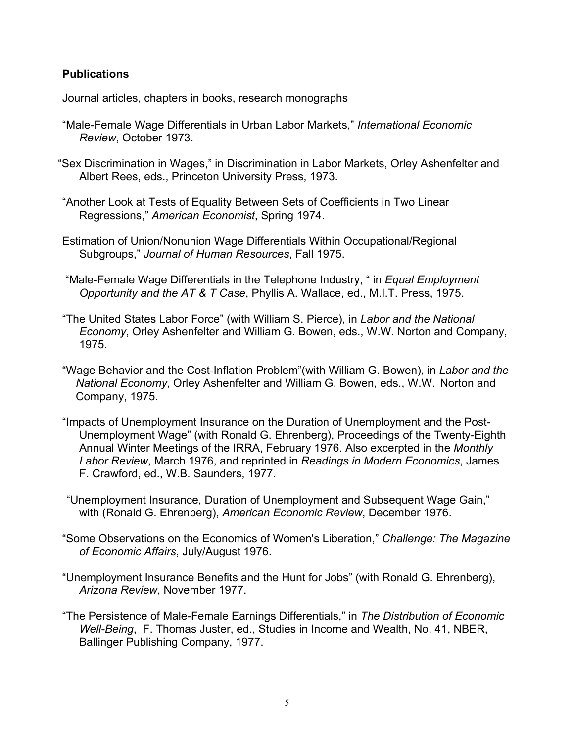**Publications**

Journal articles, chapters in books, research monographs

"Male-Female Wage Differentials in Urban Labor Markets," *International Economic Review*, October 1973.

"Sex Discrimination in Wages," in Discrimination in Labor Markets, Orley Ashenfelter and Albert Rees, eds., Princeton University Press, 1973.

"Another Look at Tests of Equality Between Sets of Coefficients in Two Linear Regressions," *American Economist*, Spring 1974.

Estimation of Union/Nonunion Wage Differentials Within Occupational/Regional Subgroups," *Journal of Human Resources*, Fall 1975.

"Male-Female Wage Differentials in the Telephone Industry, " in *Equal Employment Opportunity and the AT & T Case*, Phyllis A. Wallace, ed., M.I.T. Press, 1975.

"The United States Labor Force" (with William S. Pierce), in *Labor and the National Economy*, Orley Ashenfelter and William G. Bowen, eds., W.W. Norton and Company, 1975.

"Wage Behavior and the Cost-Inflation Problem"(with William G. Bowen), in *Labor and the National Economy*, Orley Ashenfelter and William G. Bowen, eds., W.W. Norton and Company, 1975.

"Impacts of Unemployment Insurance on the Duration of Unemployment and the Post-Unemployment Wage" (with Ronald G. Ehrenberg), Proceedings of the Twenty-Eighth Annual Winter Meetings of the IRRA, February 1976. Also excerpted in the *Monthly Labor Review*, March 1976, and reprinted in *Readings in Modern Economics*, James F. Crawford, ed., W.B. Saunders, 1977.

"Unemployment Insurance, Duration of Unemployment and Subsequent Wage Gain," with (Ronald G. Ehrenberg), *American Economic Review*, December 1976.

"Some Observations on the Economics of Women's Liberation," *Challenge: The Magazine of Economic Affairs*, July/August 1976.

"Unemployment Insurance Benefits and the Hunt for Jobs" (with Ronald G. Ehrenberg), *Arizona Review*, November 1977.

"The Persistence of Male-Female Earnings Differentials," in *The Distribution of Economic Well-Being*, F. Thomas Juster, ed., Studies in Income and Wealth, No. 41, NBER, Ballinger Publishing Company, 1977.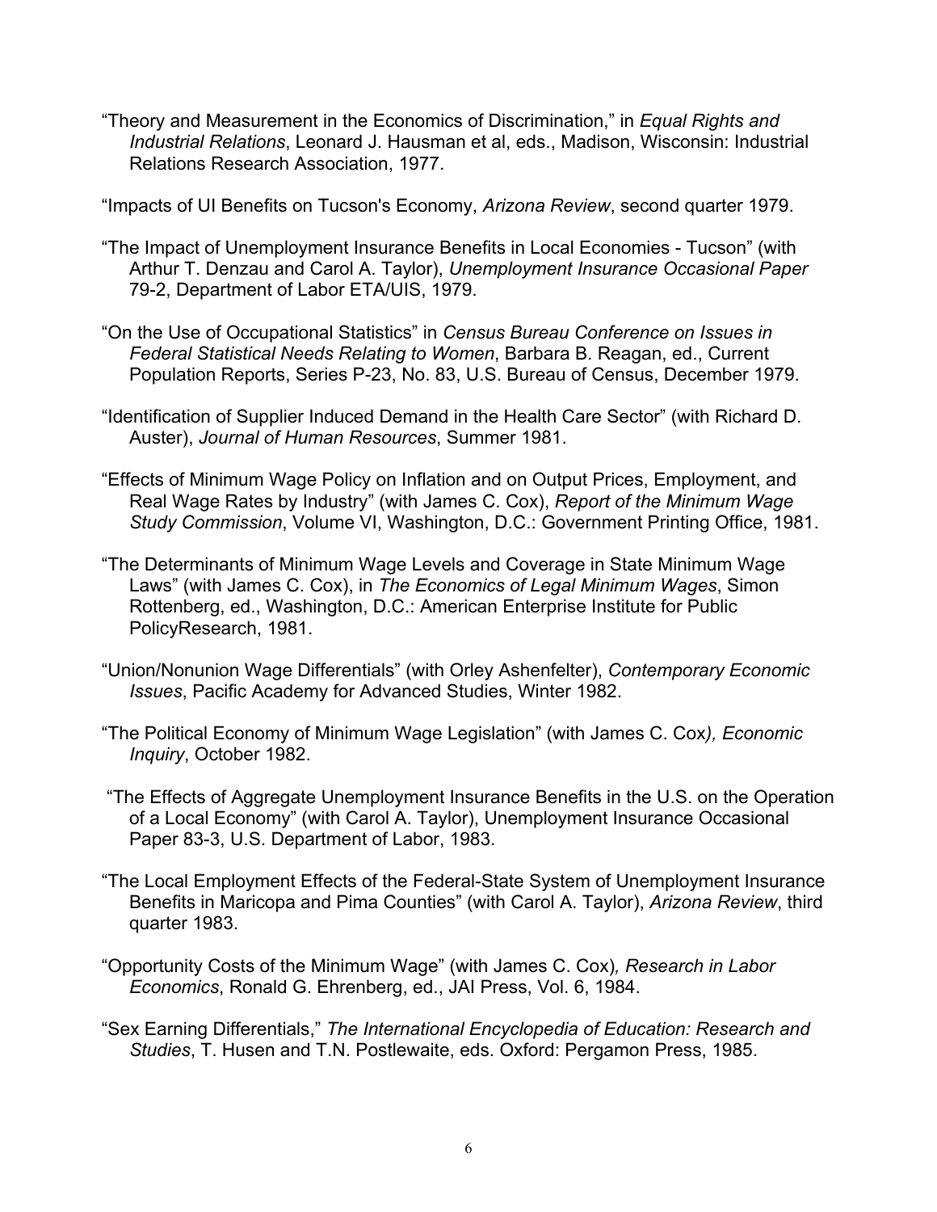“Theory and Measurement in the Economics of Discrimination,” in *Equal Rights and Industrial Relations*, Leonard J. Hausman et al, eds., Madison, Wisconsin: Industrial Relations Research Association, 1977.

“Impacts of UI Benefits on Tucson's Economy, *Arizona Review*, second quarter 1979.

“The Impact of Unemployment Insurance Benefits in Local Economies - Tucson” (with Arthur T. Denzau and Carol A. Taylor), *Unemployment Insurance Occasional Paper* 79-2, Department of Labor ETA/UIS, 1979.

“On the Use of Occupational Statistics” in *Census Bureau Conference on Issues in Federal Statistical Needs Relating to Women*, Barbara B. Reagan, ed., Current Population Reports, Series P-23, No. 83, U.S. Bureau of Census, December 1979.

“Identification of Supplier Induced Demand in the Health Care Sector” (with Richard D. Auster), *Journal of Human Resources*, Summer 1981.

“Effects of Minimum Wage Policy on Inflation and on Output Prices, Employment, and Real Wage Rates by Industry” (with James C. Cox), *Report of the Minimum Wage Study Commission*, Volume VI, Washington, D.C.: Government Printing Office, 1981.

“The Determinants of Minimum Wage Levels and Coverage in State Minimum Wage Laws” (with James C. Cox), in *The Economics of Legal Minimum Wages*, Simon Rottenberg, ed., Washington, D.C.: American Enterprise Institute for Public PolicyResearch, 1981.

“Union/Nonunion Wage Differentials” (with Orley Ashenfelter), *Contemporary Economic Issues*, Pacific Academy for Advanced Studies, Winter 1982.

“The Political Economy of Minimum Wage Legislation” (with James C. Cox*), Economic Inquiry*, October 1982.

“The Effects of Aggregate Unemployment Insurance Benefits in the U.S. on the Operation of a Local Economy” (with Carol A. Taylor), Unemployment Insurance Occasional Paper 83-3, U.S. Department of Labor, 1983.

“The Local Employment Effects of the Federal-State System of Unemployment Insurance Benefits in Maricopa and Pima Counties” (with Carol A. Taylor), *Arizona Review*, third quarter 1983.

“Opportunity Costs of the Minimum Wage” (with James C. Cox)*, Research in Labor Economics*, Ronald G. Ehrenberg, ed., JAI Press, Vol. 6, 1984.

“Sex Earning Differentials,” *The International Encyclopedia of Education: Research and Studies*, T. Husen and T.N. Postlewaite, eds. Oxford: Pergamon Press, 1985.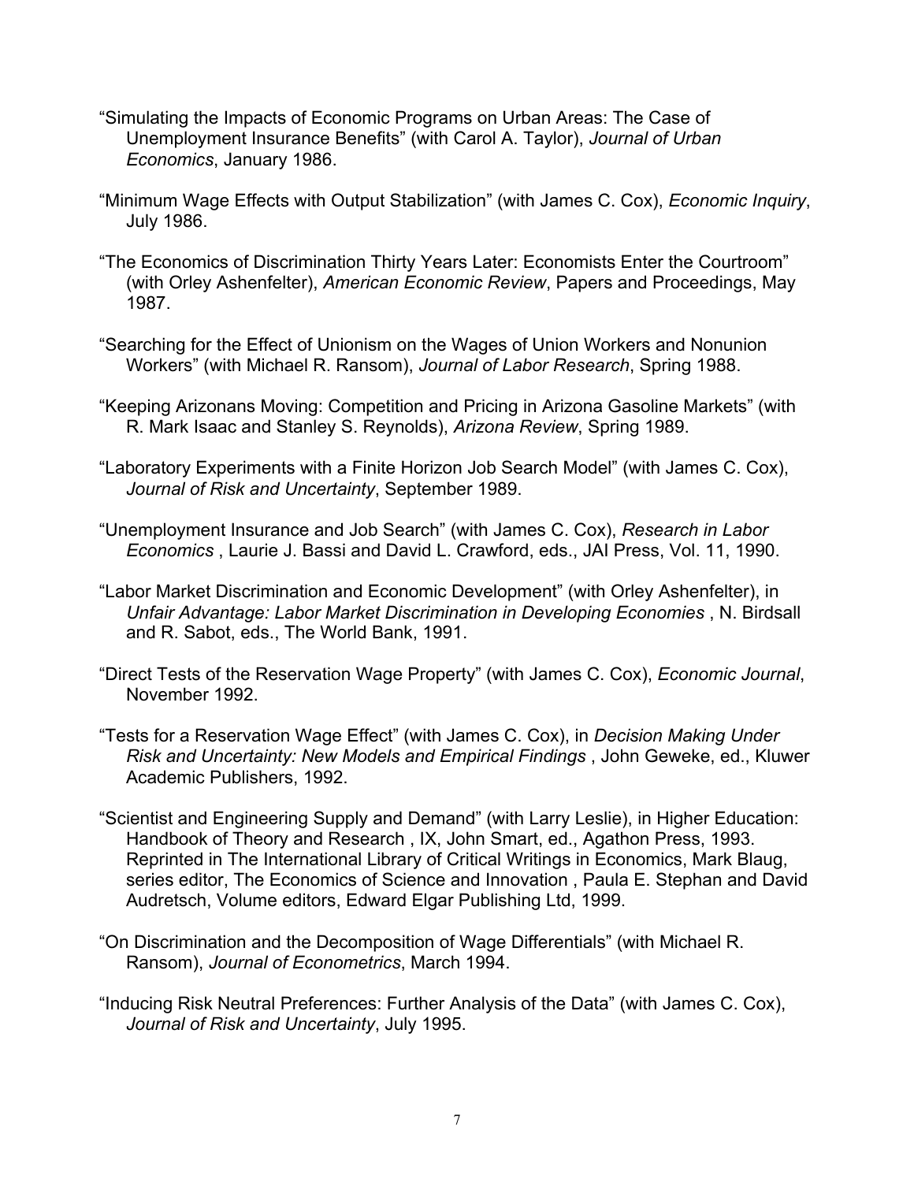"Simulating the Impacts of Economic Programs on Urban Areas: The Case of Unemployment Insurance Benefits" (with Carol A. Taylor), *Journal of Urban Economics*, January 1986.

"Minimum Wage Effects with Output Stabilization" (with James C. Cox), *Economic Inquiry*, July 1986.

"The Economics of Discrimination Thirty Years Later: Economists Enter the Courtroom" (with Orley Ashenfelter), *American Economic Review*, Papers and Proceedings, May 1987.

"Searching for the Effect of Unionism on the Wages of Union Workers and Nonunion Workers" (with Michael R. Ransom), *Journal of Labor Research*, Spring 1988.

"Keeping Arizonans Moving: Competition and Pricing in Arizona Gasoline Markets" (with R. Mark Isaac and Stanley S. Reynolds), *Arizona Review*, Spring 1989.

"Laboratory Experiments with a Finite Horizon Job Search Model" (with James C. Cox), *Journal of Risk and Uncertainty*, September 1989.

"Unemployment Insurance and Job Search" (with James C. Cox), *Research in Labor Economics* , Laurie J. Bassi and David L. Crawford, eds., JAI Press, Vol. 11, 1990.

"Labor Market Discrimination and Economic Development" (with Orley Ashenfelter), in *Unfair Advantage: Labor Market Discrimination in Developing Economies* , N. Birdsall and R. Sabot, eds., The World Bank, 1991.

"Direct Tests of the Reservation Wage Property" (with James C. Cox), *Economic Journal*, November 1992.

"Tests for a Reservation Wage Effect" (with James C. Cox), in *Decision Making Under Risk and Uncertainty: New Models and Empirical Findings* , John Geweke, ed., Kluwer Academic Publishers, 1992.

"Scientist and Engineering Supply and Demand" (with Larry Leslie), in Higher Education: Handbook of Theory and Research , IX, John Smart, ed., Agathon Press, 1993. Reprinted in The International Library of Critical Writings in Economics, Mark Blaug, series editor, The Economics of Science and Innovation , Paula E. Stephan and David Audretsch, Volume editors, Edward Elgar Publishing Ltd, 1999.

"On Discrimination and the Decomposition of Wage Differentials" (with Michael R. Ransom), *Journal of Econometrics*, March 1994.

"Inducing Risk Neutral Preferences: Further Analysis of the Data" (with James C. Cox), *Journal of Risk and Uncertainty*, July 1995.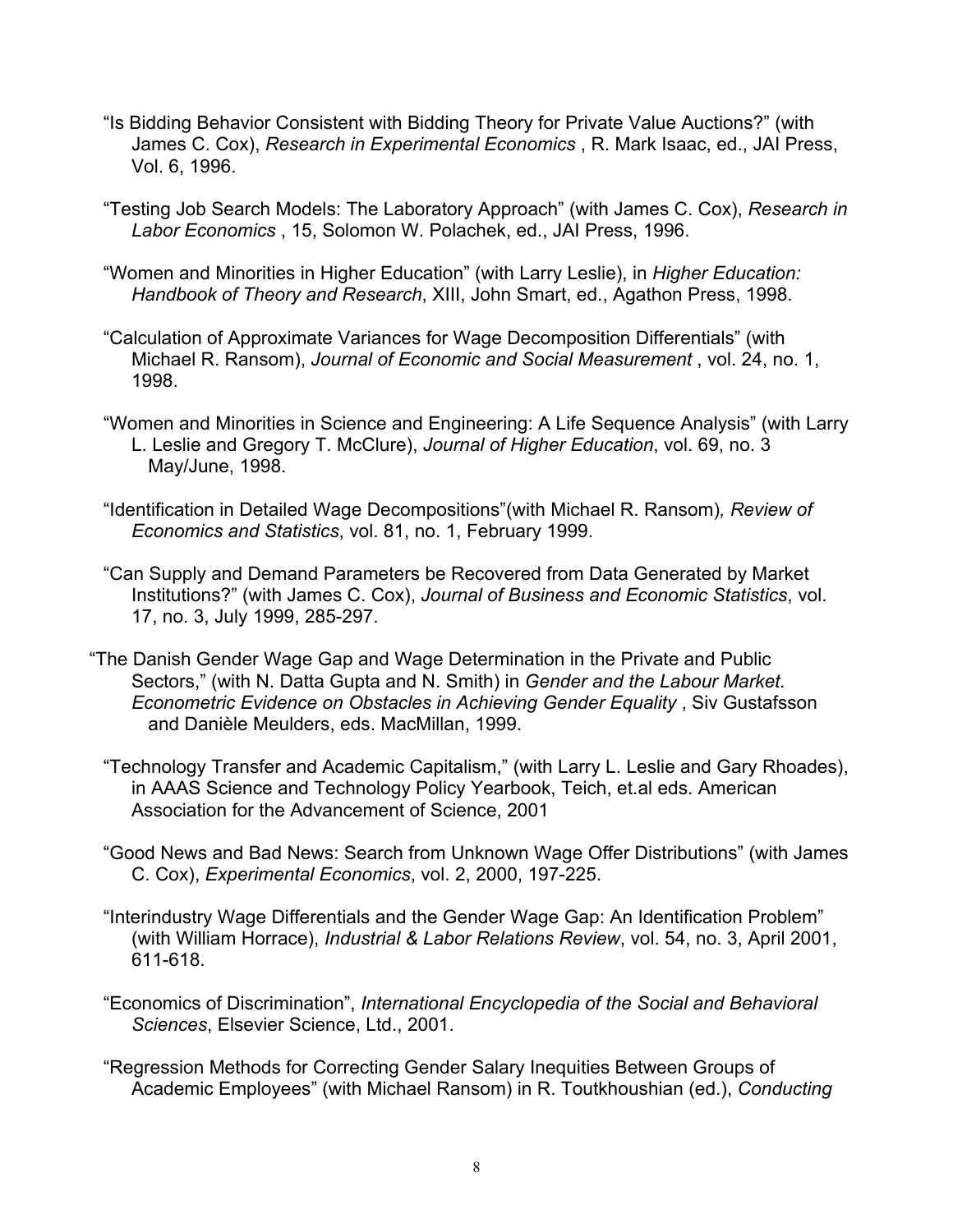"Is Bidding Behavior Consistent with Bidding Theory for Private Value Auctions?" (with James C. Cox), *Research in Experimental Economics* , R. Mark Isaac, ed., JAI Press, Vol. 6, 1996.

"Testing Job Search Models: The Laboratory Approach" (with James C. Cox), *Research in Labor Economics* , 15, Solomon W. Polachek, ed., JAI Press, 1996.

"Women and Minorities in Higher Education" (with Larry Leslie), in *Higher Education: Handbook of Theory and Research*, XIII, John Smart, ed., Agathon Press, 1998.

"Calculation of Approximate Variances for Wage Decomposition Differentials" (with Michael R. Ransom), *Journal of Economic and Social Measurement* , vol. 24, no. 1, 1998.

"Women and Minorities in Science and Engineering: A Life Sequence Analysis" (with Larry L. Leslie and Gregory T. McClure), *Journal of Higher Education*, vol. 69, no. 3 May/June, 1998.

"Identification in Detailed Wage Decompositions"(with Michael R. Ransom)*, Review of Economics and Statistics*, vol. 81, no. 1, February 1999.

"Can Supply and Demand Parameters be Recovered from Data Generated by Market Institutions?" (with James C. Cox), *Journal of Business and Economic Statistics*, vol. 17, no. 3, July 1999, 285-297.

"The Danish Gender Wage Gap and Wage Determination in the Private and Public Sectors," (with N. Datta Gupta and N. Smith) in *Gender and the Labour Market. Econometric Evidence on Obstacles in Achieving Gender Equality* , Siv Gustafsson and Danièle Meulders, eds. MacMillan, 1999.

"Technology Transfer and Academic Capitalism," (with Larry L. Leslie and Gary Rhoades), in AAAS Science and Technology Policy Yearbook, Teich, et.al eds. American Association for the Advancement of Science, 2001

"Good News and Bad News: Search from Unknown Wage Offer Distributions" (with James C. Cox), *Experimental Economics*, vol. 2, 2000, 197-225.

"Interindustry Wage Differentials and the Gender Wage Gap: An Identification Problem" (with William Horrace), *Industrial & Labor Relations Review*, vol. 54, no. 3, April 2001, 611-618.

"Economics of Discrimination", *International Encyclopedia of the Social and Behavioral Sciences*, Elsevier Science, Ltd., 2001.

"Regression Methods for Correcting Gender Salary Inequities Between Groups of Academic Employees" (with Michael Ransom) in R. Toutkhoushian (ed.), *Conducting*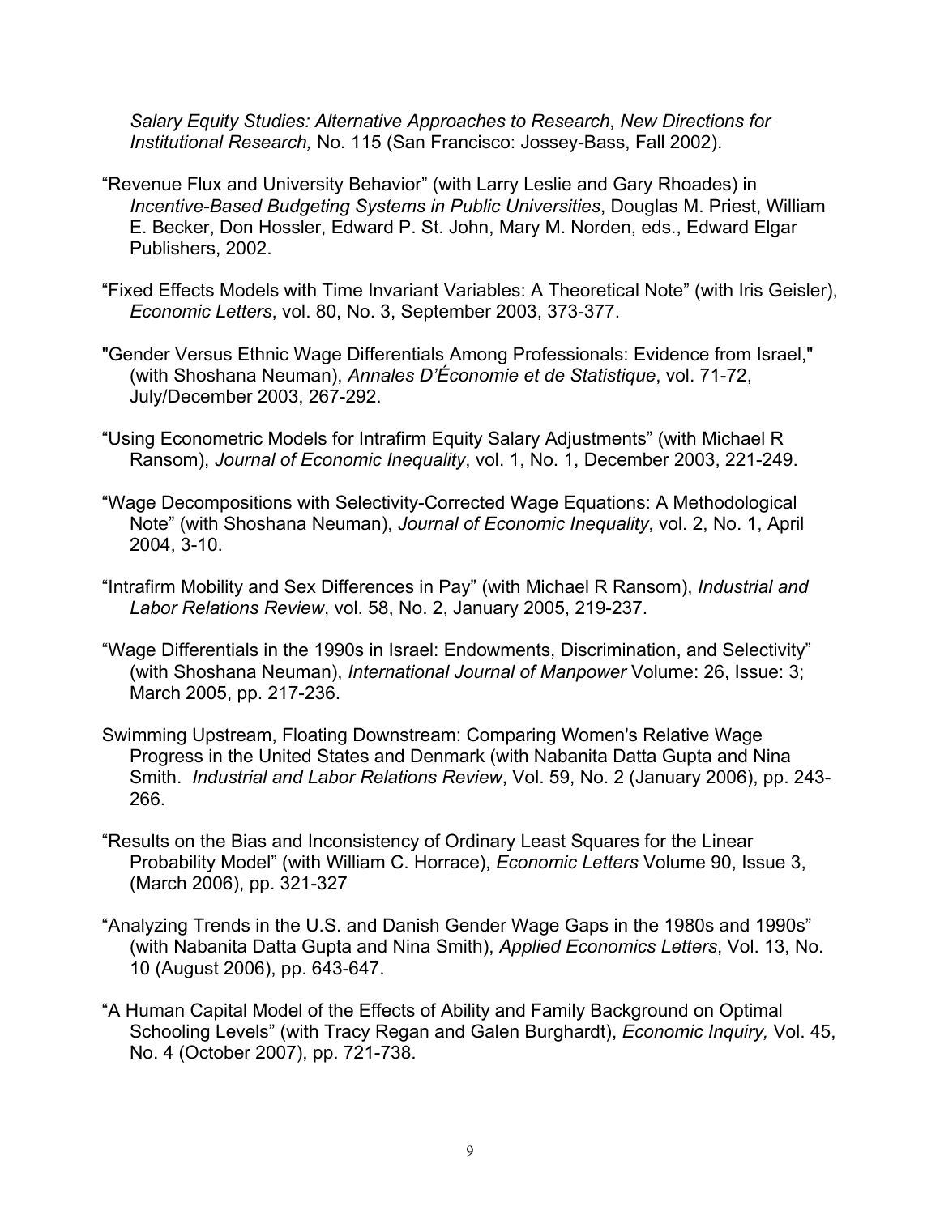*Salary Equity Studies: Alternative Approaches to Research*, *New Directions for Institutional Research,* No. 115 (San Francisco: Jossey-Bass, Fall 2002).

"Revenue Flux and University Behavior" (with Larry Leslie and Gary Rhoades) in *Incentive-Based Budgeting Systems in Public Universities*, Douglas M. Priest, William E. Becker, Don Hossler, Edward P. St. John, Mary M. Norden, eds., Edward Elgar Publishers, 2002.

"Fixed Effects Models with Time Invariant Variables: A Theoretical Note" (with Iris Geisler), *Economic Letters*, vol. 80, No. 3, September 2003, 373-377.

"Gender Versus Ethnic Wage Differentials Among Professionals: Evidence from Israel," (with Shoshana Neuman), *Annales D'Économie et de Statistique*, vol. 71-72, July/December 2003, 267-292.

"Using Econometric Models for Intrafirm Equity Salary Adjustments" (with Michael R Ransom), *Journal of Economic Inequality*, vol. 1, No. 1, December 2003, 221-249.

"Wage Decompositions with Selectivity-Corrected Wage Equations: A Methodological Note" (with Shoshana Neuman), *Journal of Economic Inequality*, vol. 2, No. 1, April 2004, 3-10.

"Intrafirm Mobility and Sex Differences in Pay" (with Michael R Ransom), *Industrial and Labor Relations Review*, vol. 58, No. 2, January 2005, 219-237.

"Wage Differentials in the 1990s in Israel: Endowments, Discrimination, and Selectivity" (with Shoshana Neuman), *International Journal of Manpower* Volume: 26, Issue: 3; March 2005, pp. 217-236.

Swimming Upstream, Floating Downstream: Comparing Women's Relative Wage Progress in the United States and Denmark (with Nabanita Datta Gupta and Nina Smith. *Industrial and Labor Relations Review*, Vol. 59, No. 2 (January 2006), pp. 243-266.

"Results on the Bias and Inconsistency of Ordinary Least Squares for the Linear Probability Model" (with William C. Horrace), *Economic Letters* Volume 90, Issue 3, (March 2006), pp. 321-327

"Analyzing Trends in the U.S. and Danish Gender Wage Gaps in the 1980s and 1990s" (with Nabanita Datta Gupta and Nina Smith), *Applied Economics Letters*, Vol. 13, No. 10 (August 2006), pp. 643-647.

"A Human Capital Model of the Effects of Ability and Family Background on Optimal Schooling Levels" (with Tracy Regan and Galen Burghardt), *Economic Inquiry,* Vol. 45, No. 4 (October 2007), pp. 721-738.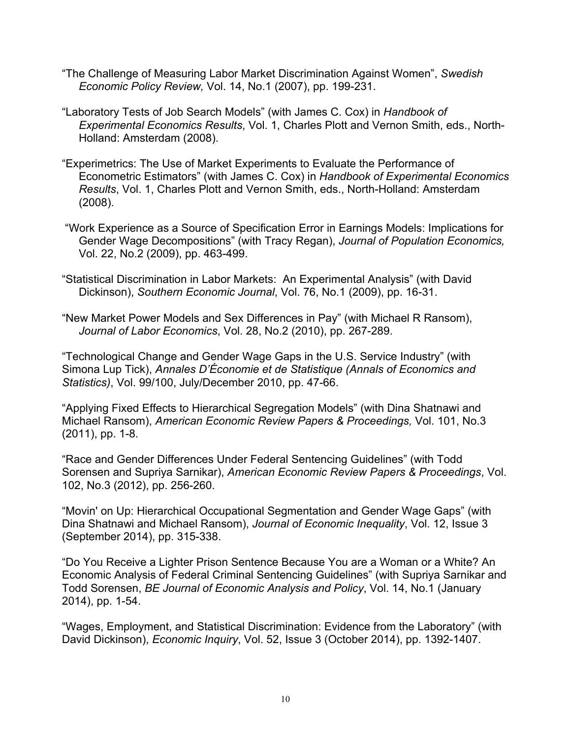“The Challenge of Measuring Labor Market Discrimination Against Women”, *Swedish Economic Policy Review,* Vol. 14, No.1 (2007), pp. 199-231.

“Laboratory Tests of Job Search Models” (with James C. Cox) in *Handbook of Experimental Economics Results*, Vol. 1, Charles Plott and Vernon Smith, eds., North-Holland: Amsterdam (2008).

“Experimetrics: The Use of Market Experiments to Evaluate the Performance of Econometric Estimators” (with James C. Cox) in *Handbook of Experimental Economics Results*, Vol. 1, Charles Plott and Vernon Smith, eds., North-Holland: Amsterdam (2008).

“Work Experience as a Source of Specification Error in Earnings Models: Implications for Gender Wage Decompositions” (with Tracy Regan), *Journal of Population Economics,* Vol. 22, No.2 (2009), pp. 463-499.

“Statistical Discrimination in Labor Markets: An Experimental Analysis” (with David Dickinson), *Southern Economic Journal*, Vol. 76, No.1 (2009), pp. 16-31.

“New Market Power Models and Sex Differences in Pay” (with Michael R Ransom), *Journal of Labor Economics*, Vol. 28, No.2 (2010), pp. 267-289.

“Technological Change and Gender Wage Gaps in the U.S. Service Industry” (with Simona Lup Tick), *Annales D’Économie et de Statistique (Annals of Economics and Statistics)*, Vol. 99/100, July/December 2010, pp. 47-66.

“Applying Fixed Effects to Hierarchical Segregation Models” (with Dina Shatnawi and Michael Ransom), *American Economic Review Papers & Proceedings,* Vol. 101, No.3 (2011), pp. 1-8.

“Race and Gender Differences Under Federal Sentencing Guidelines” (with Todd Sorensen and Supriya Sarnikar), *American Economic Review Papers & Proceedings*, Vol. 102, No.3 (2012), pp. 256-260.

“Movin' on Up: Hierarchical Occupational Segmentation and Gender Wage Gaps” (with Dina Shatnawi and Michael Ransom), *Journal of Economic Inequality*, Vol. 12, Issue 3 (September 2014), pp. 315-338.

“Do You Receive a Lighter Prison Sentence Because You are a Woman or a White? An Economic Analysis of Federal Criminal Sentencing Guidelines” (with Supriya Sarnikar and Todd Sorensen, *BE Journal of Economic Analysis and Policy*, Vol. 14, No.1 (January 2014), pp. 1-54.

“Wages, Employment, and Statistical Discrimination: Evidence from the Laboratory” (with David Dickinson), *Economic Inquiry*, Vol. 52, Issue 3 (October 2014), pp. 1392-1407.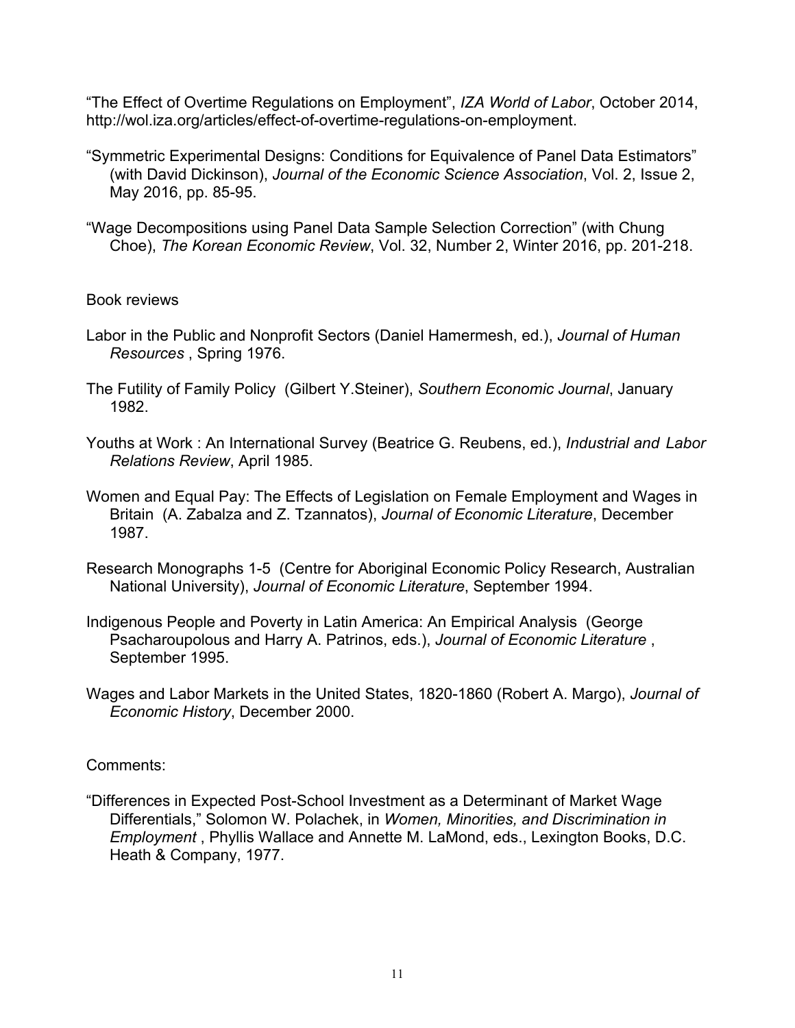"The Effect of Overtime Regulations on Employment", *IZA World of Labor*, October 2014, http://wol.iza.org/articles/effect-of-overtime-regulations-on-employment.

"Symmetric Experimental Designs: Conditions for Equivalence of Panel Data Estimators" (with David Dickinson), *Journal of the Economic Science Association*, Vol. 2, Issue 2, May 2016, pp. 85-95.

"Wage Decompositions using Panel Data Sample Selection Correction" (with Chung Choe), *The Korean Economic Review*, Vol. 32, Number 2, Winter 2016, pp. 201-218.

Book reviews

Labor in the Public and Nonprofit Sectors (Daniel Hamermesh, ed.), *Journal of Human Resources* , Spring 1976.

The Futility of Family Policy (Gilbert Y.Steiner), *Southern Economic Journal*, January 1982.

Youths at Work : An International Survey (Beatrice G. Reubens, ed.), *Industrial and Labor Relations Review*, April 1985.

Women and Equal Pay: The Effects of Legislation on Female Employment and Wages in Britain (A. Zabalza and Z. Tzannatos), *Journal of Economic Literature*, December 1987.

Research Monographs 1-5 (Centre for Aboriginal Economic Policy Research, Australian National University), *Journal of Economic Literature*, September 1994.

Indigenous People and Poverty in Latin America: An Empirical Analysis (George Psacharoupolous and Harry A. Patrinos, eds.), *Journal of Economic Literature* , September 1995.

Wages and Labor Markets in the United States, 1820-1860 (Robert A. Margo), *Journal of Economic History*, December 2000.

Comments:

"Differences in Expected Post-School Investment as a Determinant of Market Wage Differentials," Solomon W. Polachek, in *Women, Minorities, and Discrimination in Employment* , Phyllis Wallace and Annette M. LaMond, eds., Lexington Books, D.C. Heath & Company, 1977.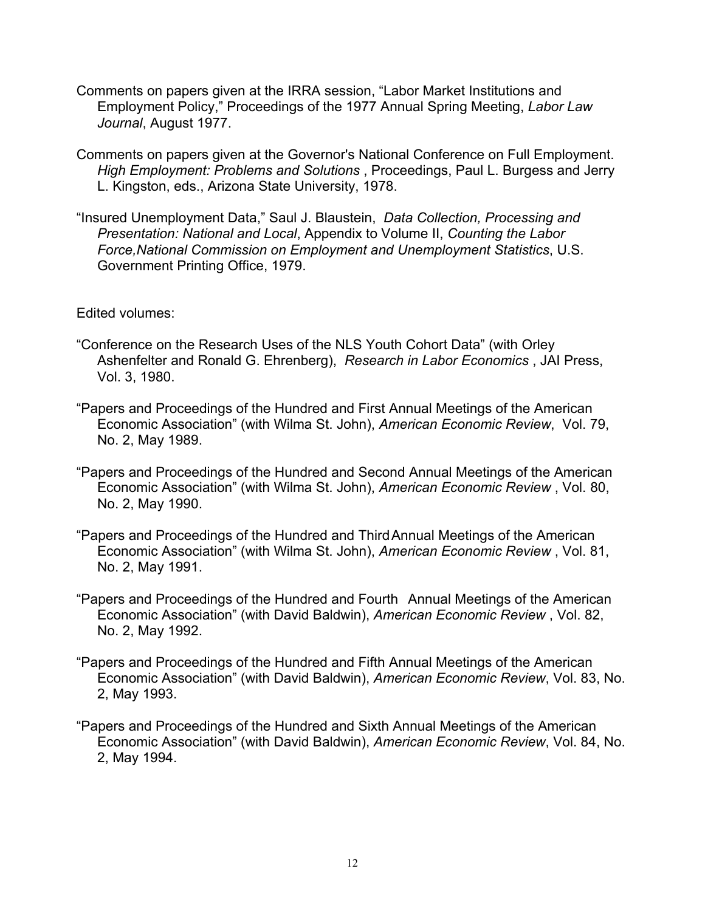Comments on papers given at the IRRA session, "Labor Market Institutions and Employment Policy," Proceedings of the 1977 Annual Spring Meeting, *Labor Law Journal*, August 1977.

Comments on papers given at the Governor's National Conference on Full Employment. *High Employment: Problems and Solutions* , Proceedings, Paul L. Burgess and Jerry L. Kingston, eds., Arizona State University, 1978.

"Insured Unemployment Data," Saul J. Blaustein, *Data Collection, Processing and Presentation: National and Local*, Appendix to Volume II, *Counting the Labor Force,National Commission on Employment and Unemployment Statistics*, U.S. Government Printing Office, 1979.

Edited volumes:

"Conference on the Research Uses of the NLS Youth Cohort Data" (with Orley Ashenfelter and Ronald G. Ehrenberg), *Research in Labor Economics* , JAI Press, Vol. 3, 1980.

"Papers and Proceedings of the Hundred and First Annual Meetings of the American Economic Association" (with Wilma St. John), *American Economic Review*, Vol. 79, No. 2, May 1989.

"Papers and Proceedings of the Hundred and Second Annual Meetings of the American Economic Association" (with Wilma St. John), *American Economic Review* , Vol. 80, No. 2, May 1990.

"Papers and Proceedings of the Hundred and Third Annual Meetings of the American Economic Association" (with Wilma St. John), *American Economic Review* , Vol. 81, No. 2, May 1991.

"Papers and Proceedings of the Hundred and Fourth Annual Meetings of the American Economic Association" (with David Baldwin), *American Economic Review* , Vol. 82, No. 2, May 1992.

"Papers and Proceedings of the Hundred and Fifth Annual Meetings of the American Economic Association" (with David Baldwin), *American Economic Review*, Vol. 83, No. 2, May 1993.

"Papers and Proceedings of the Hundred and Sixth Annual Meetings of the American Economic Association" (with David Baldwin), *American Economic Review*, Vol. 84, No. 2, May 1994.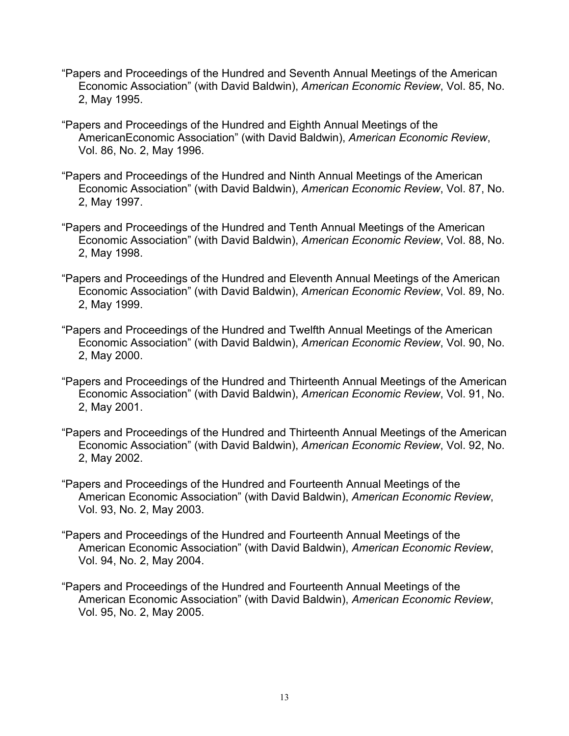"Papers and Proceedings of the Hundred and Seventh Annual Meetings of the American Economic Association" (with David Baldwin), *American Economic Review*, Vol. 85, No. 2, May 1995.

"Papers and Proceedings of the Hundred and Eighth Annual Meetings of the AmericanEconomic Association" (with David Baldwin), *American Economic Review*, Vol. 86, No. 2, May 1996.

"Papers and Proceedings of the Hundred and Ninth Annual Meetings of the American Economic Association" (with David Baldwin), *American Economic Review*, Vol. 87, No. 2, May 1997.

"Papers and Proceedings of the Hundred and Tenth Annual Meetings of the American Economic Association" (with David Baldwin), *American Economic Review*, Vol. 88, No. 2, May 1998.

"Papers and Proceedings of the Hundred and Eleventh Annual Meetings of the American Economic Association" (with David Baldwin), *American Economic Review*, Vol. 89, No. 2, May 1999.

"Papers and Proceedings of the Hundred and Twelfth Annual Meetings of the American Economic Association" (with David Baldwin), *American Economic Review*, Vol. 90, No. 2, May 2000.

"Papers and Proceedings of the Hundred and Thirteenth Annual Meetings of the American Economic Association" (with David Baldwin), *American Economic Review*, Vol. 91, No. 2, May 2001.

"Papers and Proceedings of the Hundred and Thirteenth Annual Meetings of the American Economic Association" (with David Baldwin), *American Economic Review*, Vol. 92, No. 2, May 2002.

"Papers and Proceedings of the Hundred and Fourteenth Annual Meetings of the American Economic Association" (with David Baldwin), *American Economic Review*, Vol. 93, No. 2, May 2003.

"Papers and Proceedings of the Hundred and Fourteenth Annual Meetings of the American Economic Association" (with David Baldwin), *American Economic Review*, Vol. 94, No. 2, May 2004.

"Papers and Proceedings of the Hundred and Fourteenth Annual Meetings of the American Economic Association" (with David Baldwin), *American Economic Review*, Vol. 95, No. 2, May 2005.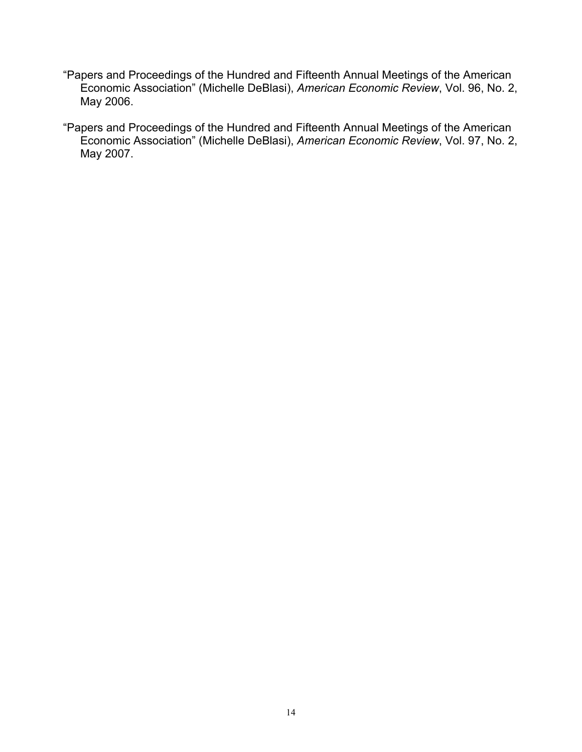"Papers and Proceedings of the Hundred and Fifteenth Annual Meetings of the American Economic Association" (Michelle DeBlasi), *American Economic Review*, Vol. 96, No. 2, May 2006.

"Papers and Proceedings of the Hundred and Fifteenth Annual Meetings of the American Economic Association" (Michelle DeBlasi), *American Economic Review*, Vol. 97, No. 2, May 2007.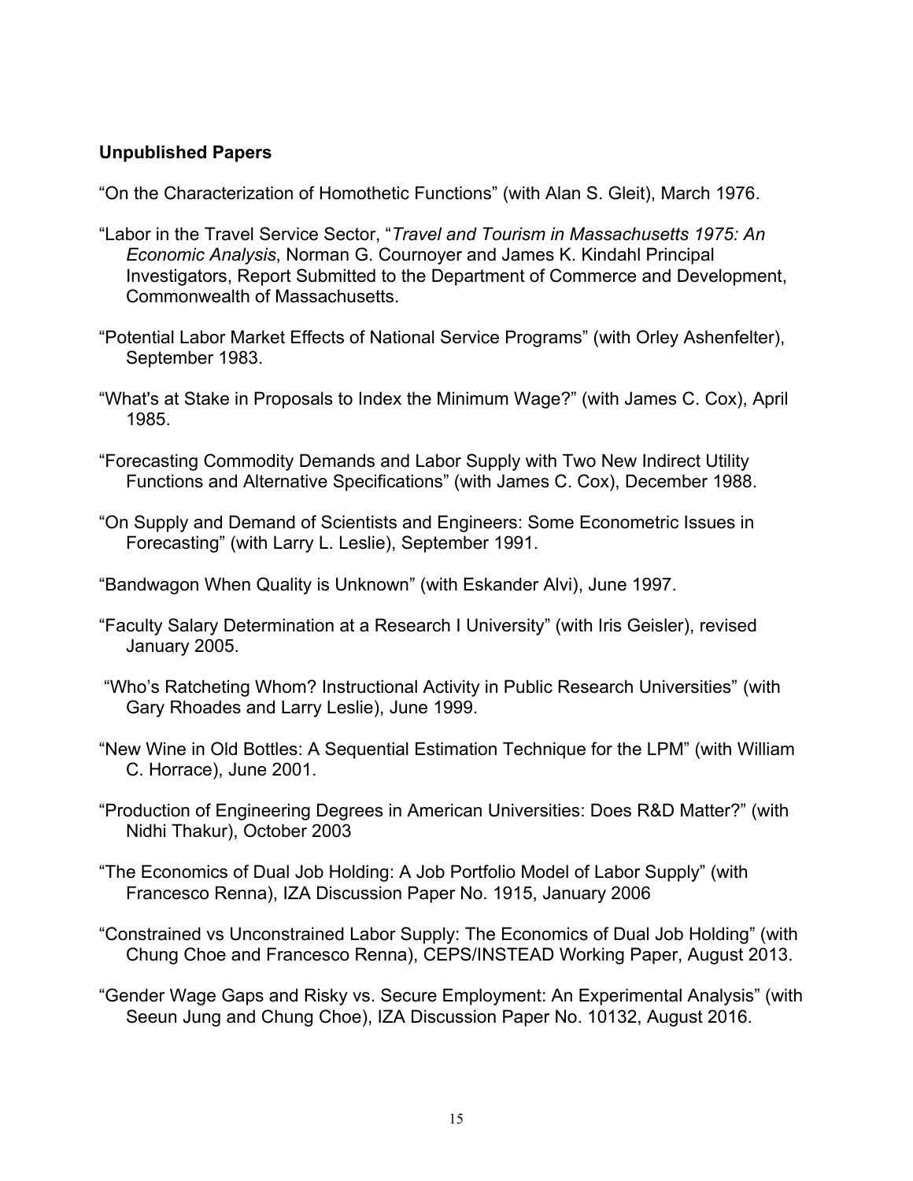**Unpublished Papers**

“On the Characterization of Homothetic Functions” (with Alan S. Gleit), March 1976.

“Labor in the Travel Service Sector, “*Travel and Tourism in Massachusetts 1975: An Economic Analysis*, Norman G. Cournoyer and James K. Kindahl Principal Investigators, Report Submitted to the Department of Commerce and Development, Commonwealth of Massachusetts.

“Potential Labor Market Effects of National Service Programs” (with Orley Ashenfelter), September 1983.

“What's at Stake in Proposals to Index the Minimum Wage?” (with James C. Cox), April 1985.

“Forecasting Commodity Demands and Labor Supply with Two New Indirect Utility Functions and Alternative Specifications” (with James C. Cox), December 1988.

“On Supply and Demand of Scientists and Engineers: Some Econometric Issues in Forecasting” (with Larry L. Leslie), September 1991.

“Bandwagon When Quality is Unknown” (with Eskander Alvi), June 1997.

“Faculty Salary Determination at a Research I University” (with Iris Geisler), revised January 2005.

“Who’s Ratcheting Whom? Instructional Activity in Public Research Universities” (with Gary Rhoades and Larry Leslie), June 1999.

“New Wine in Old Bottles: A Sequential Estimation Technique for the LPM” (with William C. Horrace), June 2001.

“Production of Engineering Degrees in American Universities: Does R&D Matter?” (with Nidhi Thakur), October 2003

“The Economics of Dual Job Holding: A Job Portfolio Model of Labor Supply” (with Francesco Renna), IZA Discussion Paper No. 1915, January 2006

“Constrained vs Unconstrained Labor Supply: The Economics of Dual Job Holding” (with Chung Choe and Francesco Renna), CEPS/INSTEAD Working Paper, August 2013.

“Gender Wage Gaps and Risky vs. Secure Employment: An Experimental Analysis” (with Seeun Jung and Chung Choe), IZA Discussion Paper No. 10132, August 2016.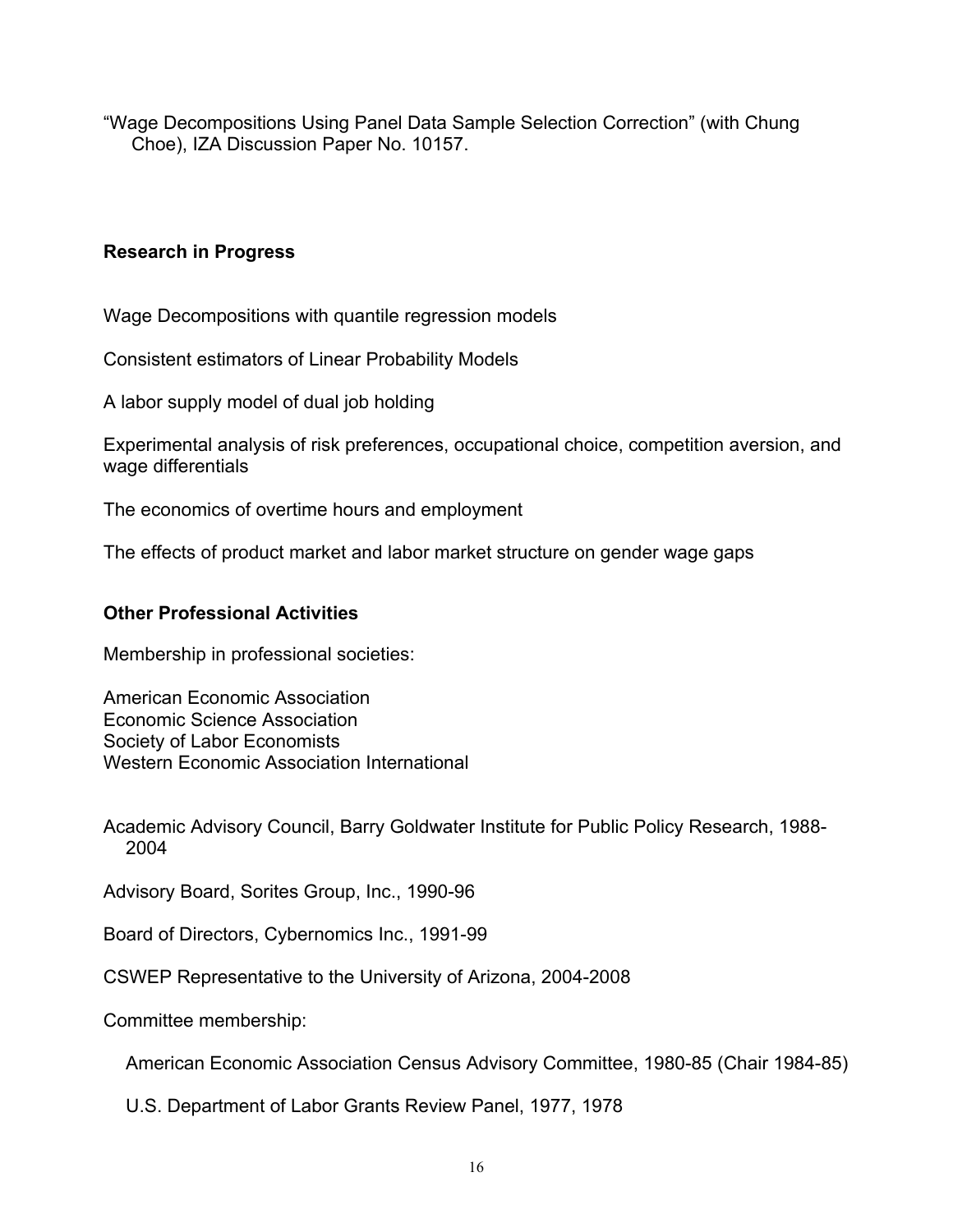"Wage Decompositions Using Panel Data Sample Selection Correction" (with Chung Choe), IZA Discussion Paper No. 10157.

## Research in Progress

Wage Decompositions with quantile regression models

Consistent estimators of Linear Probability Models

A labor supply model of dual job holding

Experimental analysis of risk preferences, occupational choice, competition aversion, and wage differentials

The economics of overtime hours and employment

The effects of product market and labor market structure on gender wage gaps

## Other Professional Activities

Membership in professional societies:

American Economic Association
Economic Science Association
Society of Labor Economists
Western Economic Association International

Academic Advisory Council, Barry Goldwater Institute for Public Policy Research, 1988-2004

Advisory Board, Sorites Group, Inc., 1990-96

Board of Directors, Cybernomics Inc., 1991-99

CSWEP Representative to the University of Arizona, 2004-2008

Committee membership:

American Economic Association Census Advisory Committee, 1980-85 (Chair 1984-85)

U.S. Department of Labor Grants Review Panel, 1977, 1978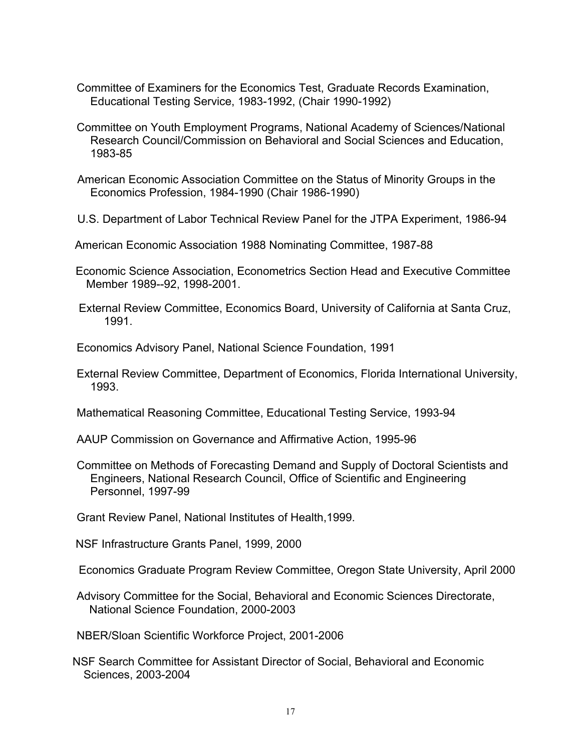Committee of Examiners for the Economics Test, Graduate Records Examination, Educational Testing Service, 1983-1992, (Chair 1990-1992)

Committee on Youth Employment Programs, National Academy of Sciences/National Research Council/Commission on Behavioral and Social Sciences and Education, 1983-85

American Economic Association Committee on the Status of Minority Groups in the Economics Profession, 1984-1990 (Chair 1986-1990)

U.S. Department of Labor Technical Review Panel for the JTPA Experiment, 1986-94

American Economic Association 1988 Nominating Committee, 1987-88

Economic Science Association, Econometrics Section Head and Executive Committee Member 1989--92, 1998-2001.

External Review Committee, Economics Board, University of California at Santa Cruz, 1991.

Economics Advisory Panel, National Science Foundation, 1991

External Review Committee, Department of Economics, Florida International University, 1993.

Mathematical Reasoning Committee, Educational Testing Service, 1993-94

AAUP Commission on Governance and Affirmative Action, 1995-96

Committee on Methods of Forecasting Demand and Supply of Doctoral Scientists and Engineers, National Research Council, Office of Scientific and Engineering Personnel, 1997-99

Grant Review Panel, National Institutes of Health,1999.

NSF Infrastructure Grants Panel, 1999, 2000

Economics Graduate Program Review Committee, Oregon State University, April 2000

Advisory Committee for the Social, Behavioral and Economic Sciences Directorate, National Science Foundation, 2000-2003

NBER/Sloan Scientific Workforce Project, 2001-2006

NSF Search Committee for Assistant Director of Social, Behavioral and Economic Sciences, 2003-2004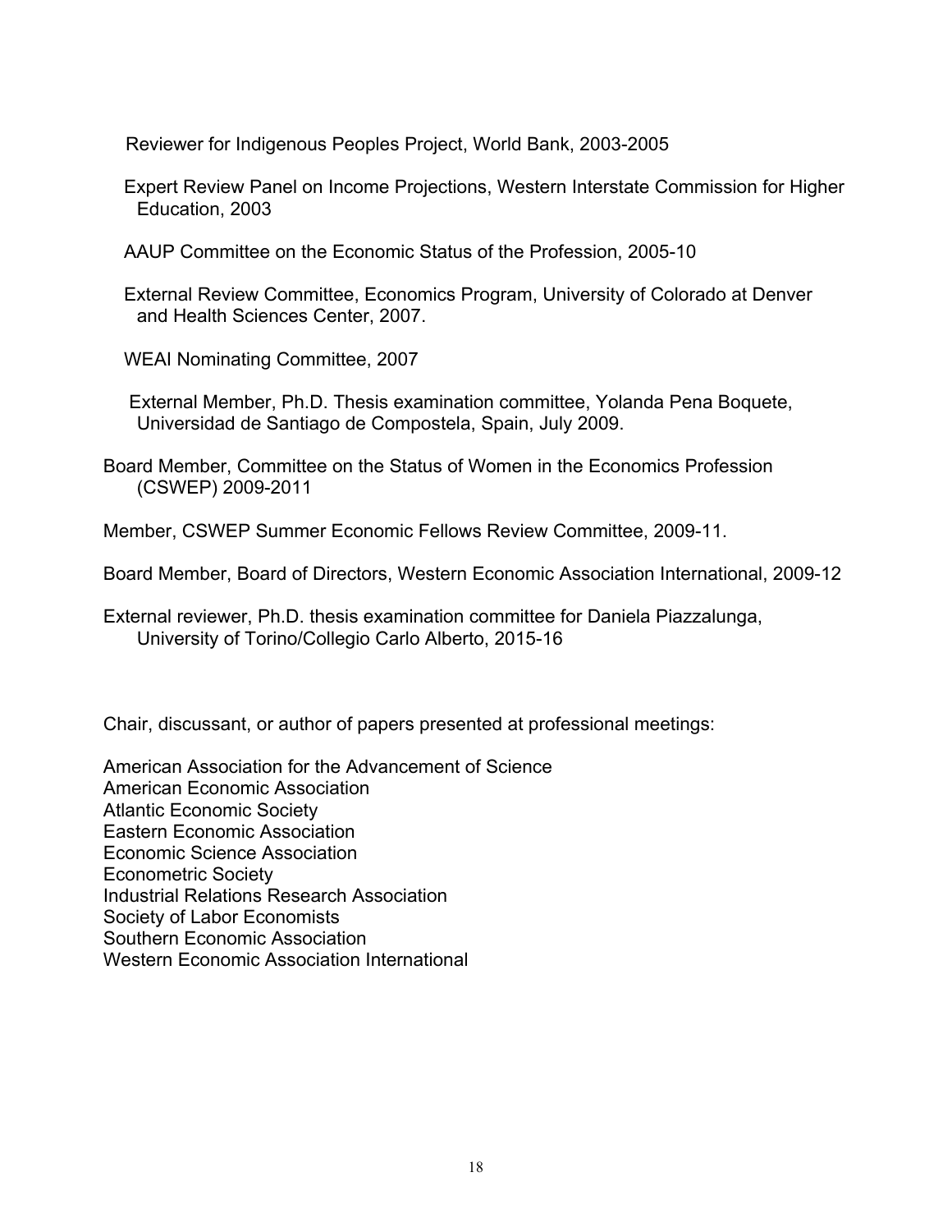Reviewer for Indigenous Peoples Project, World Bank, 2003-2005

Expert Review Panel on Income Projections, Western Interstate Commission for Higher Education, 2003

AAUP Committee on the Economic Status of the Profession, 2005-10

External Review Committee, Economics Program, University of Colorado at Denver and Health Sciences Center, 2007.

WEAI Nominating Committee, 2007

External Member, Ph.D. Thesis examination committee, Yolanda Pena Boquete, Universidad de Santiago de Compostela, Spain, July 2009.

Board Member, Committee on the Status of Women in the Economics Profession (CSWEP) 2009-2011

Member, CSWEP Summer Economic Fellows Review Committee, 2009-11.

Board Member, Board of Directors, Western Economic Association International, 2009-12

External reviewer, Ph.D. thesis examination committee for Daniela Piazzalunga, University of Torino/Collegio Carlo Alberto, 2015-16

Chair, discussant, or author of papers presented at professional meetings:

American Association for the Advancement of Science
American Economic Association
Atlantic Economic Society
Eastern Economic Association
Economic Science Association
Econometric Society
Industrial Relations Research Association
Society of Labor Economists
Southern Economic Association
Western Economic Association International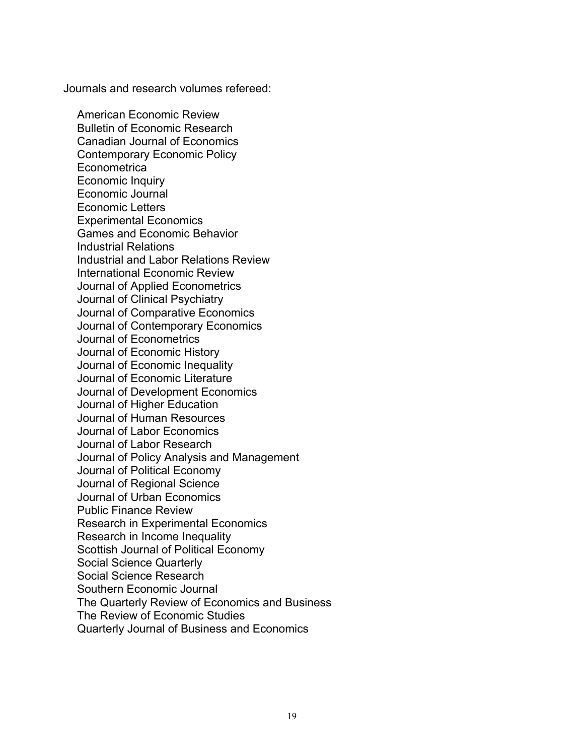Journals and research volumes refereed:

- American Economic Review
- Bulletin of Economic Research
- Canadian Journal of Economics
- Contemporary Economic Policy
- Econometrica
- Economic Inquiry
- Economic Journal
- Economic Letters
- Experimental Economics
- Games and Economic Behavior
- Industrial Relations
- Industrial and Labor Relations Review
- International Economic Review
- Journal of Applied Econometrics
- Journal of Clinical Psychiatry
- Journal of Comparative Economics
- Journal of Contemporary Economics
- Journal of Econometrics
- Journal of Economic History
- Journal of Economic Inequality
- Journal of Economic Literature
- Journal of Development Economics
- Journal of Higher Education
- Journal of Human Resources
- Journal of Labor Economics
- Journal of Labor Research
- Journal of Policy Analysis and Management
- Journal of Political Economy
- Journal of Regional Science
- Journal of Urban Economics
- Public Finance Review
- Research in Experimental Economics
- Research in Income Inequality
- Scottish Journal of Political Economy
- Social Science Quarterly
- Social Science Research
- Southern Economic Journal
- The Quarterly Review of Economics and Business
- The Review of Economic Studies
- Quarterly Journal of Business and Economics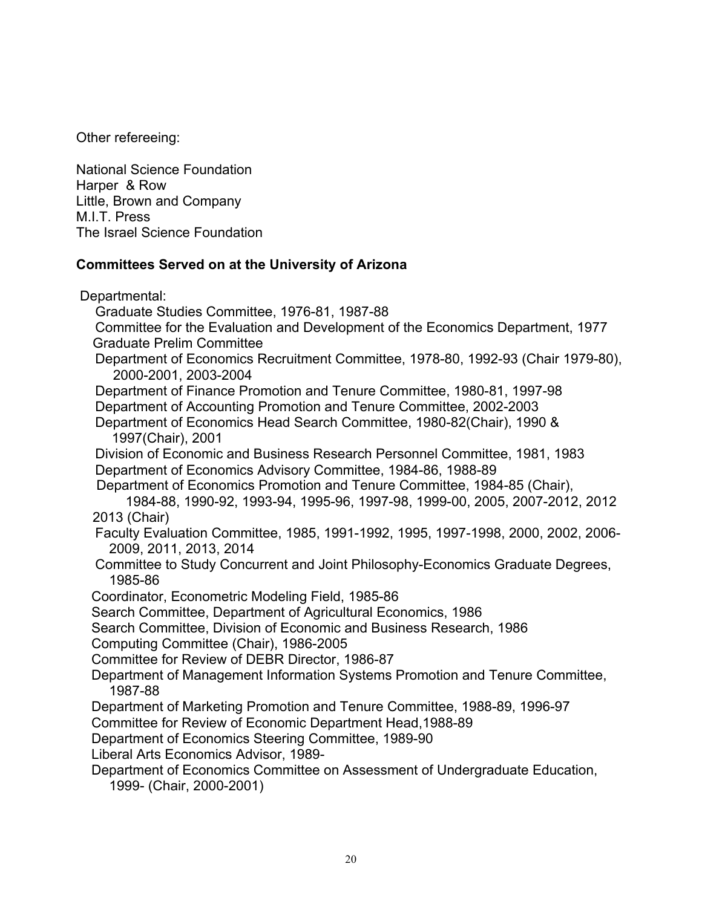Other refereeing:

National Science Foundation
Harper & Row
Little, Brown and Company
M.I.T. Press
The Israel Science Foundation

**Committees Served on at the University of Arizona**

Departmental:

- Graduate Studies Committee, 1976-81, 1987-88
- Committee for the Evaluation and Development of the Economics Department, 1977
- Graduate Prelim Committee
- Department of Economics Recruitment Committee, 1978-80, 1992-93 (Chair 1979-80), 2000-2001, 2003-2004
- Department of Finance Promotion and Tenure Committee, 1980-81, 1997-98
- Department of Accounting Promotion and Tenure Committee, 2002-2003
- Department of Economics Head Search Committee, 1980-82(Chair), 1990 & 1997(Chair), 2001
- Division of Economic and Business Research Personnel Committee, 1981, 1983
- Department of Economics Advisory Committee, 1984-86, 1988-89
- Department of Economics Promotion and Tenure Committee, 1984-85 (Chair), 1984-88, 1990-92, 1993-94, 1995-96, 1997-98, 1999-00, 2005, 2007-2012, 2012 2013 (Chair)
- Faculty Evaluation Committee, 1985, 1991-1992, 1995, 1997-1998, 2000, 2002, 2006-2009, 2011, 2013, 2014
- Committee to Study Concurrent and Joint Philosophy-Economics Graduate Degrees, 1985-86
- Coordinator, Econometric Modeling Field, 1985-86
- Search Committee, Department of Agricultural Economics, 1986
- Search Committee, Division of Economic and Business Research, 1986
- Computing Committee (Chair), 1986-2005
- Committee for Review of DEBR Director, 1986-87
- Department of Management Information Systems Promotion and Tenure Committee, 1987-88
- Department of Marketing Promotion and Tenure Committee, 1988-89, 1996-97
- Committee for Review of Economic Department Head,1988-89
- Department of Economics Steering Committee, 1989-90
- Liberal Arts Economics Advisor, 1989-
- Department of Economics Committee on Assessment of Undergraduate Education, 1999- (Chair, 2000-2001)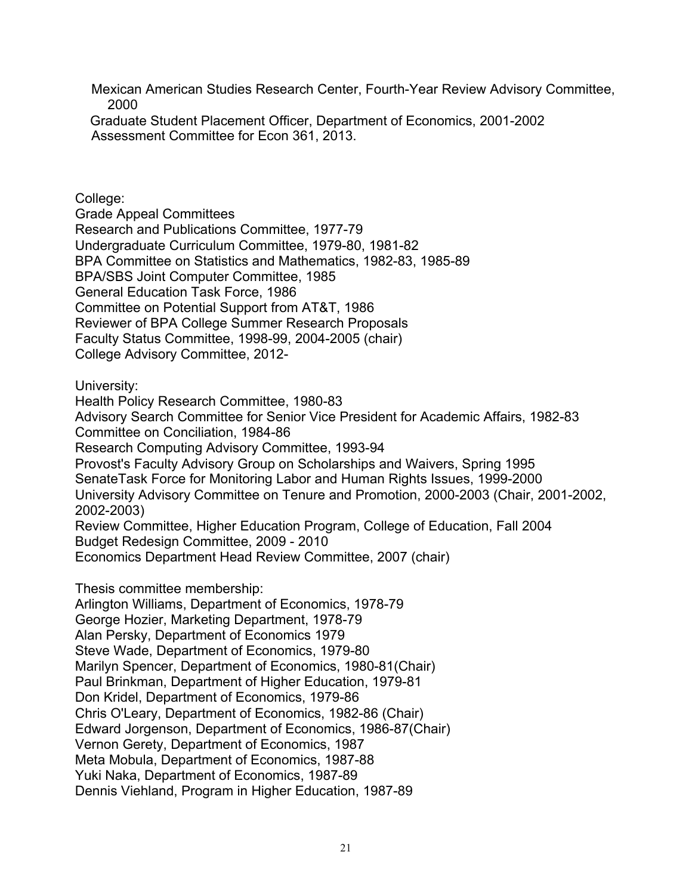Mexican American Studies Research Center, Fourth-Year Review Advisory Committee, 2000
Graduate Student Placement Officer, Department of Economics, 2001-2002
Assessment Committee for Econ 361, 2013.

College:
Grade Appeal Committees
Research and Publications Committee, 1977-79
Undergraduate Curriculum Committee, 1979-80, 1981-82
BPA Committee on Statistics and Mathematics, 1982-83, 1985-89
BPA/SBS Joint Computer Committee, 1985
General Education Task Force, 1986
Committee on Potential Support from AT&T, 1986
Reviewer of BPA College Summer Research Proposals
Faculty Status Committee, 1998-99, 2004-2005 (chair)
College Advisory Committee, 2012-

University:
Health Policy Research Committee, 1980-83
Advisory Search Committee for Senior Vice President for Academic Affairs, 1982-83
Committee on Conciliation, 1984-86
Research Computing Advisory Committee, 1993-94
Provost's Faculty Advisory Group on Scholarships and Waivers, Spring 1995
SenateTask Force for Monitoring Labor and Human Rights Issues, 1999-2000
University Advisory Committee on Tenure and Promotion, 2000-2003 (Chair, 2001-2002, 2002-2003)
Review Committee, Higher Education Program, College of Education, Fall 2004
Budget Redesign Committee, 2009 - 2010
Economics Department Head Review Committee, 2007 (chair)

Thesis committee membership:
Arlington Williams, Department of Economics, 1978-79
George Hozier, Marketing Department, 1978-79
Alan Persky, Department of Economics 1979
Steve Wade, Department of Economics, 1979-80
Marilyn Spencer, Department of Economics, 1980-81(Chair)
Paul Brinkman, Department of Higher Education, 1979-81
Don Kridel, Department of Economics, 1979-86
Chris O'Leary, Department of Economics, 1982-86 (Chair)
Edward Jorgenson, Department of Economics, 1986-87(Chair)
Vernon Gerety, Department of Economics, 1987
Meta Mobula, Department of Economics, 1987-88
Yuki Naka, Department of Economics, 1987-89
Dennis Viehland, Program in Higher Education, 1987-89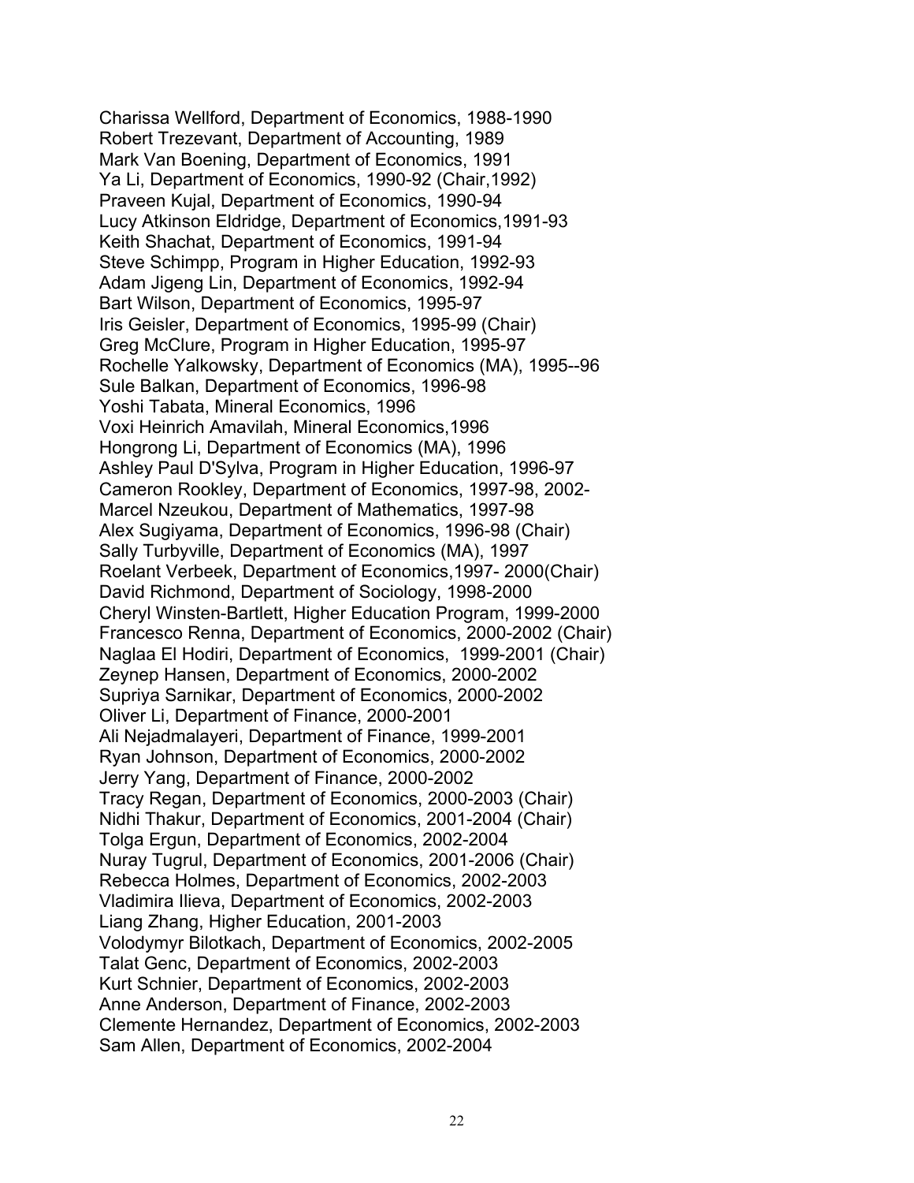Charissa Wellford, Department of Economics, 1988-1990
Robert Trezevant, Department of Accounting, 1989
Mark Van Boening, Department of Economics, 1991
Ya Li, Department of Economics, 1990-92 (Chair,1992)
Praveen Kujal, Department of Economics, 1990-94
Lucy Atkinson Eldridge, Department of Economics,1991-93
Keith Shachat, Department of Economics, 1991-94
Steve Schimpp, Program in Higher Education, 1992-93
Adam Jigeng Lin, Department of Economics, 1992-94
Bart Wilson, Department of Economics, 1995-97
Iris Geisler, Department of Economics, 1995-99 (Chair)
Greg McClure, Program in Higher Education, 1995-97
Rochelle Yalkowsky, Department of Economics (MA), 1995--96
Sule Balkan, Department of Economics, 1996-98
Yoshi Tabata, Mineral Economics, 1996
Voxi Heinrich Amavilah, Mineral Economics,1996
Hongrong Li, Department of Economics (MA), 1996
Ashley Paul D'Sylva, Program in Higher Education, 1996-97
Cameron Rookley, Department of Economics, 1997-98, 2002-
Marcel Nzeukou, Department of Mathematics, 1997-98
Alex Sugiyama, Department of Economics, 1996-98 (Chair)
Sally Turbyville, Department of Economics (MA), 1997
Roelant Verbeek, Department of Economics,1997- 2000(Chair)
David Richmond, Department of Sociology, 1998-2000
Cheryl Winsten-Bartlett, Higher Education Program, 1999-2000
Francesco Renna, Department of Economics, 2000-2002 (Chair)
Naglaa El Hodiri, Department of Economics, 1999-2001 (Chair)
Zeynep Hansen, Department of Economics, 2000-2002
Supriya Sarnikar, Department of Economics, 2000-2002
Oliver Li, Department of Finance, 2000-2001
Ali Nejadmalayeri, Department of Finance, 1999-2001
Ryan Johnson, Department of Economics, 2000-2002
Jerry Yang, Department of Finance, 2000-2002
Tracy Regan, Department of Economics, 2000-2003 (Chair)
Nidhi Thakur, Department of Economics, 2001-2004 (Chair)
Tolga Ergun, Department of Economics, 2002-2004
Nuray Tugrul, Department of Economics, 2001-2006 (Chair)
Rebecca Holmes, Department of Economics, 2002-2003
Vladimira Ilieva, Department of Economics, 2002-2003
Liang Zhang, Higher Education, 2001-2003
Volodymyr Bilotkach, Department of Economics, 2002-2005
Talat Genc, Department of Economics, 2002-2003
Kurt Schnier, Department of Economics, 2002-2003
Anne Anderson, Department of Finance, 2002-2003
Clemente Hernandez, Department of Economics, 2002-2003
Sam Allen, Department of Economics, 2002-2004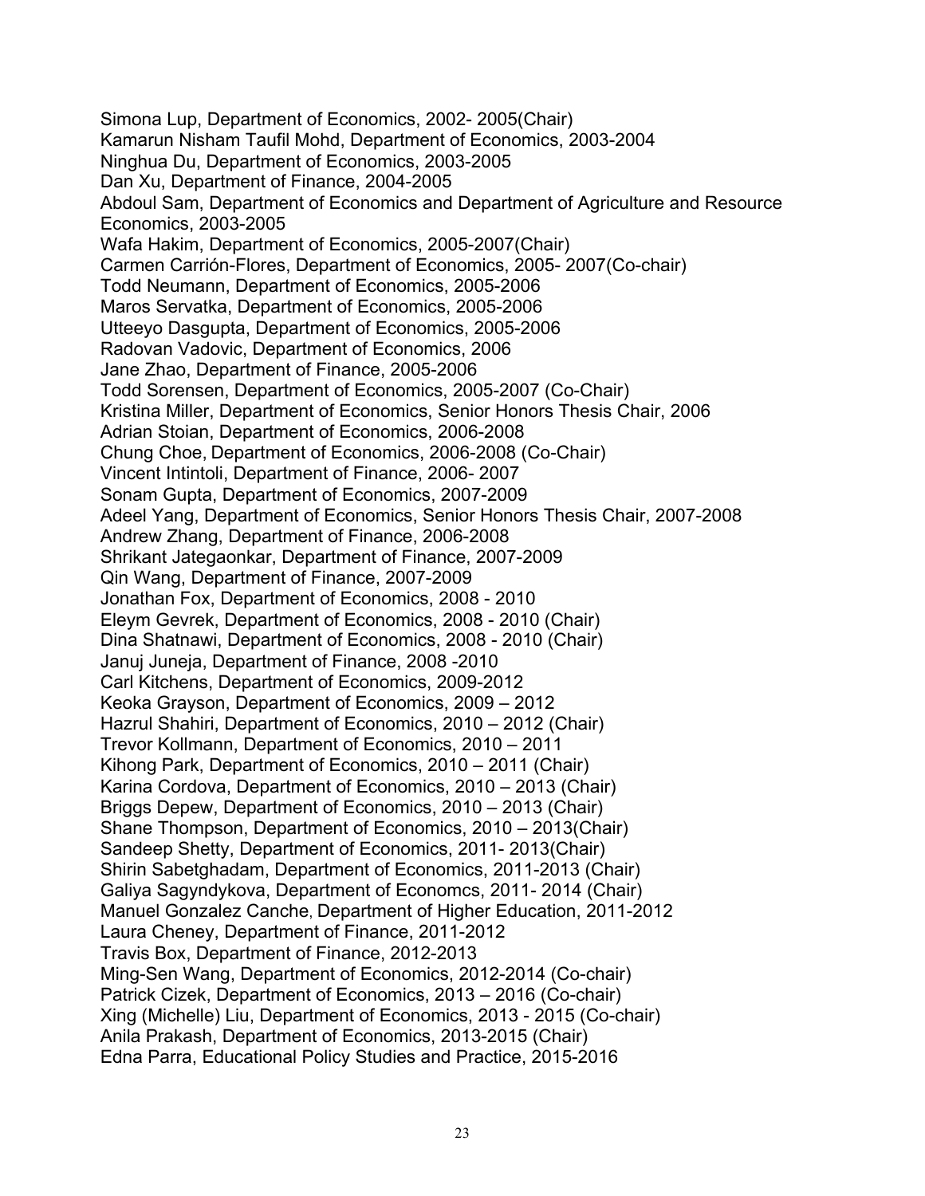Simona Lup, Department of Economics, 2002- 2005(Chair)
Kamarun Nisham Taufil Mohd, Department of Economics, 2003-2004
Ninghua Du, Department of Economics, 2003-2005
Dan Xu, Department of Finance, 2004-2005
Abdoul Sam, Department of Economics and Department of Agriculture and Resource Economics, 2003-2005
Wafa Hakim, Department of Economics, 2005-2007(Chair)
Carmen Carrión-Flores, Department of Economics, 2005- 2007(Co-chair)
Todd Neumann, Department of Economics, 2005-2006
Maros Servatka, Department of Economics, 2005-2006
Utteeyo Dasgupta, Department of Economics, 2005-2006
Radovan Vadovic, Department of Economics, 2006
Jane Zhao, Department of Finance, 2005-2006
Todd Sorensen, Department of Economics, 2005-2007 (Co-Chair)
Kristina Miller, Department of Economics, Senior Honors Thesis Chair, 2006
Adrian Stoian, Department of Economics, 2006-2008
Chung Choe, Department of Economics, 2006-2008 (Co-Chair)
Vincent Intintoli, Department of Finance, 2006- 2007
Sonam Gupta, Department of Economics, 2007-2009
Adeel Yang, Department of Economics, Senior Honors Thesis Chair, 2007-2008
Andrew Zhang, Department of Finance, 2006-2008
Shrikant Jategaonkar, Department of Finance, 2007-2009
Qin Wang, Department of Finance, 2007-2009
Jonathan Fox, Department of Economics, 2008 - 2010
Eleym Gevrek, Department of Economics, 2008 - 2010 (Chair)
Dina Shatnawi, Department of Economics, 2008 - 2010 (Chair)
Januj Juneja, Department of Finance, 2008 -2010
Carl Kitchens, Department of Economics, 2009-2012
Keoka Grayson, Department of Economics, 2009 – 2012
Hazrul Shahiri, Department of Economics, 2010 – 2012 (Chair)
Trevor Kollmann, Department of Economics, 2010 – 2011
Kihong Park, Department of Economics, 2010 – 2011 (Chair)
Karina Cordova, Department of Economics, 2010 – 2013 (Chair)
Briggs Depew, Department of Economics, 2010 – 2013 (Chair)
Shane Thompson, Department of Economics, 2010 – 2013(Chair)
Sandeep Shetty, Department of Economics, 2011- 2013(Chair)
Shirin Sabetghadam, Department of Economics, 2011-2013 (Chair)
Galiya Sagyndykova, Department of Economcs, 2011- 2014 (Chair)
Manuel Gonzalez Canche, Department of Higher Education, 2011-2012
Laura Cheney, Department of Finance, 2011-2012
Travis Box, Department of Finance, 2012-2013
Ming-Sen Wang, Department of Economics, 2012-2014 (Co-chair)
Patrick Cizek, Department of Economics, 2013 – 2016 (Co-chair)
Xing (Michelle) Liu, Department of Economics, 2013 - 2015 (Co-chair)
Anila Prakash, Department of Economics, 2013-2015 (Chair)
Edna Parra, Educational Policy Studies and Practice, 2015-2016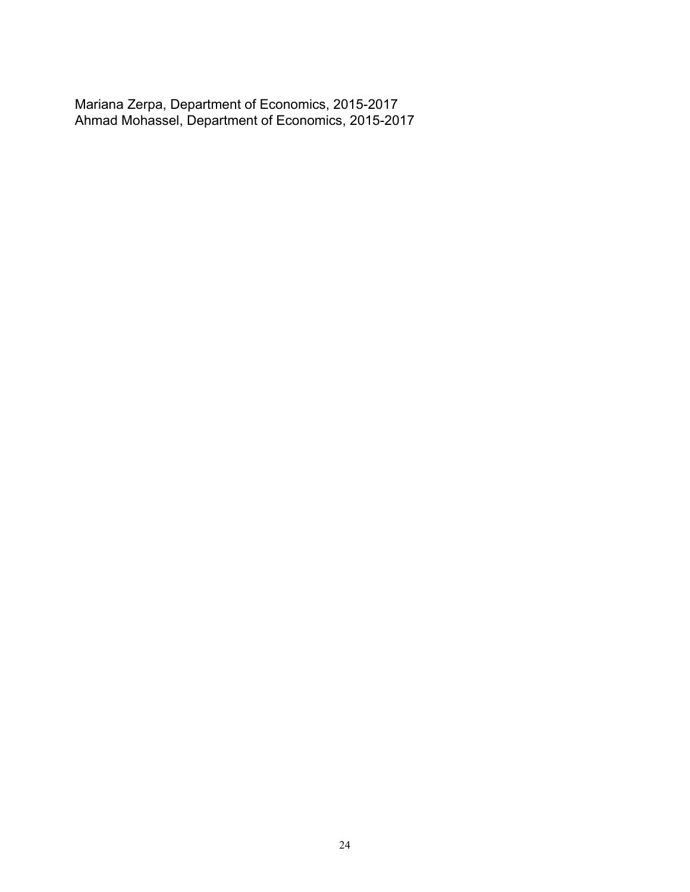Mariana Zerpa, Department of Economics, 2015-2017
Ahmad Mohassel, Department of Economics, 2015-2017